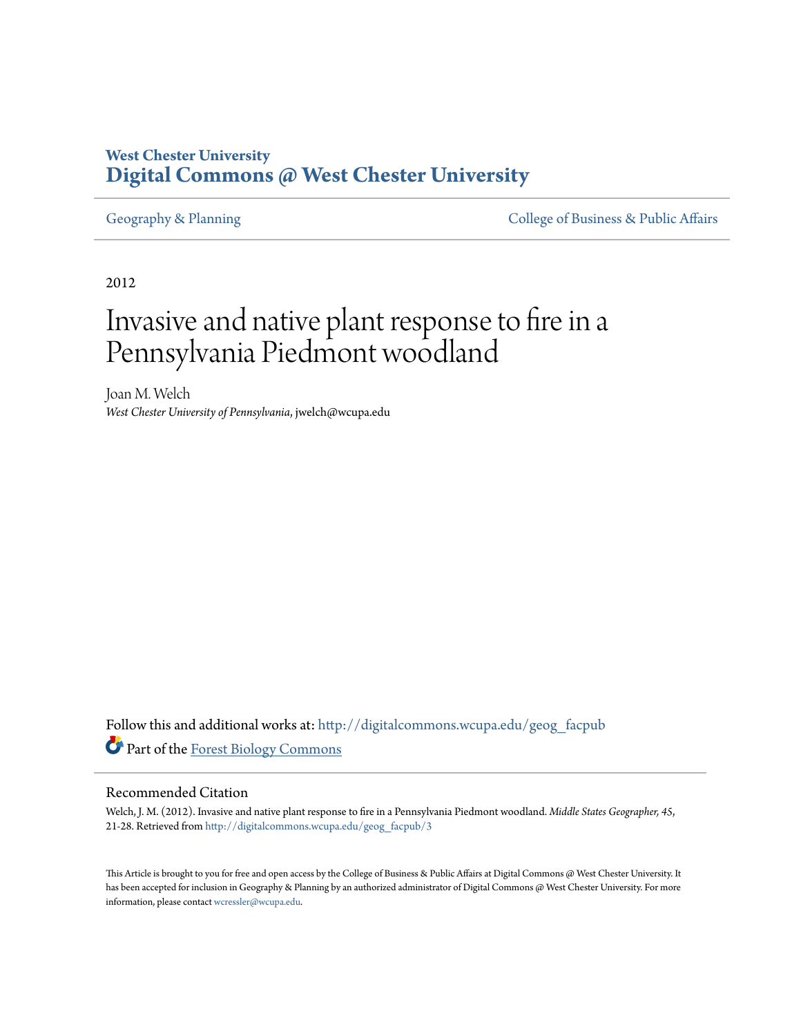**West Chester University**
**Digital Commons @ West Chester University**

Geography & Planning | College of Business & Public Affairs

2012

# Invasive and native plant response to fire in a Pennsylvania Piedmont woodland

Joan M. Welch
*West Chester University of Pennsylvania*, jwelch@wcupa.edu

Follow this and additional works at: http://digitalcommons.wcupa.edu/geog_facpub

Part of the Forest Biology Commons

## Recommended Citation

Welch, J. M. (2012). Invasive and native plant response to fire in a Pennsylvania Piedmont woodland. *Middle States Geographer, 45*, 21-28. Retrieved from http://digitalcommons.wcupa.edu/geog_facpub/3

This Article is brought to you for free and open access by the College of Business & Public Affairs at Digital Commons @ West Chester University. It has been accepted for inclusion in Geography & Planning by an authorized administrator of Digital Commons @ West Chester University. For more information, please contact wcressler@wcupa.edu.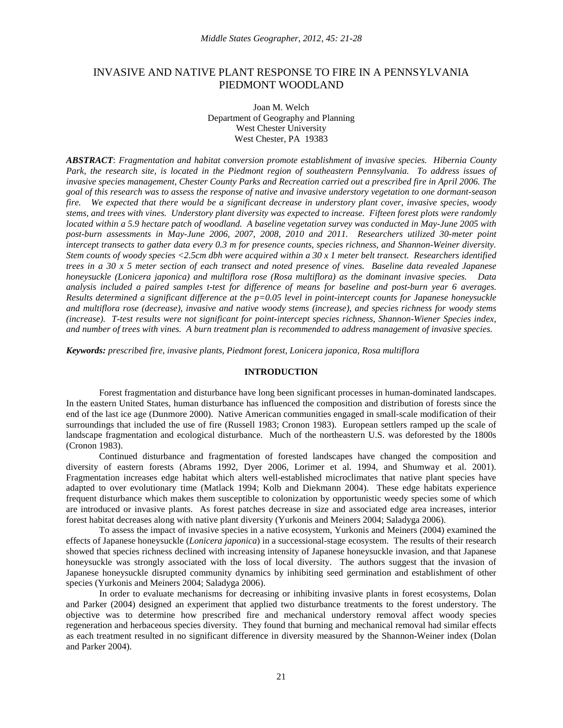# INVASIVE AND NATIVE PLANT RESPONSE TO FIRE IN A PENNSYLVANIA PIEDMONT WOODLAND

Joan M. Welch
Department of Geography and Planning
West Chester University
West Chester, PA 19383

***ABSTRACT***: *Fragmentation and habitat conversion promote establishment of invasive species. Hibernia County Park, the research site, is located in the Piedmont region of southeastern Pennsylvania. To address issues of invasive species management, Chester County Parks and Recreation carried out a prescribed fire in April 2006. The goal of this research was to assess the response of native and invasive understory vegetation to one dormant-season fire. We expected that there would be a significant decrease in understory plant cover, invasive species, woody stems, and trees with vines. Understory plant diversity was expected to increase. Fifteen forest plots were randomly located within a 5.9 hectare patch of woodland. A baseline vegetation survey was conducted in May-June 2005 with post-burn assessments in May-June 2006, 2007, 2008, 2010 and 2011. Researchers utilized 30-meter point intercept transects to gather data every 0.3 m for presence counts, species richness, and Shannon-Weiner diversity. Stem counts of woody species <2.5cm dbh were acquired within a 30 x 1 meter belt transect. Researchers identified trees in a 30 x 5 meter section of each transect and noted presence of vines. Baseline data revealed Japanese honeysuckle (Lonicera japonica) and multiflora rose (Rosa multiflora) as the dominant invasive species. Data analysis included a paired samples t-test for difference of means for baseline and post-burn year 6 averages. Results determined a significant difference at the p=0.05 level in point-intercept counts for Japanese honeysuckle and multiflora rose (decrease), invasive and native woody stems (increase), and species richness for woody stems (increase). T-test results were not significant for point-intercept species richness, Shannon-Wiener Species index, and number of trees with vines. A burn treatment plan is recommended to address management of invasive species.*

***Keywords:*** *prescribed fire, invasive plants, Piedmont forest, Lonicera japonica, Rosa multiflora*

## INTRODUCTION

Forest fragmentation and disturbance have long been significant processes in human-dominated landscapes. In the eastern United States, human disturbance has influenced the composition and distribution of forests since the end of the last ice age (Dunmore 2000). Native American communities engaged in small-scale modification of their surroundings that included the use of fire (Russell 1983; Cronon 1983). European settlers ramped up the scale of landscape fragmentation and ecological disturbance. Much of the northeastern U.S. was deforested by the 1800s (Cronon 1983).

Continued disturbance and fragmentation of forested landscapes have changed the composition and diversity of eastern forests (Abrams 1992, Dyer 2006, Lorimer et al. 1994, and Shumway et al. 2001). Fragmentation increases edge habitat which alters well-established microclimates that native plant species have adapted to over evolutionary time (Matlack 1994; Kolb and Diekmann 2004). These edge habitats experience frequent disturbance which makes them susceptible to colonization by opportunistic weedy species some of which are introduced or invasive plants. As forest patches decrease in size and associated edge area increases, interior forest habitat decreases along with native plant diversity (Yurkonis and Meiners 2004; Saladyga 2006).

To assess the impact of invasive species in a native ecosystem, Yurkonis and Meiners (2004) examined the effects of Japanese honeysuckle (*Lonicera japonica*) in a successional-stage ecosystem. The results of their research showed that species richness declined with increasing intensity of Japanese honeysuckle invasion, and that Japanese honeysuckle was strongly associated with the loss of local diversity. The authors suggest that the invasion of Japanese honeysuckle disrupted community dynamics by inhibiting seed germination and establishment of other species (Yurkonis and Meiners 2004; Saladyga 2006).

In order to evaluate mechanisms for decreasing or inhibiting invasive plants in forest ecosystems, Dolan and Parker (2004) designed an experiment that applied two disturbance treatments to the forest understory. The objective was to determine how prescribed fire and mechanical understory removal affect woody species regeneration and herbaceous species diversity. They found that burning and mechanical removal had similar effects as each treatment resulted in no significant difference in diversity measured by the Shannon-Weiner index (Dolan and Parker 2004).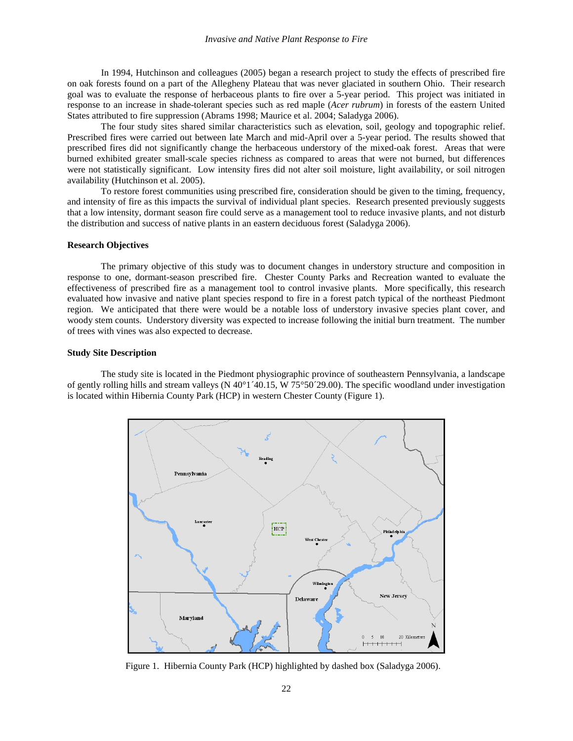In 1994, Hutchinson and colleagues (2005) began a research project to study the effects of prescribed fire on oak forests found on a part of the Allegheny Plateau that was never glaciated in southern Ohio. Their research goal was to evaluate the response of herbaceous plants to fire over a 5-year period. This project was initiated in response to an increase in shade-tolerant species such as red maple (*Acer rubrum*) in forests of the eastern United States attributed to fire suppression (Abrams 1998; Maurice et al. 2004; Saladyga 2006).

The four study sites shared similar characteristics such as elevation, soil, geology and topographic relief. Prescribed fires were carried out between late March and mid-April over a 5-year period. The results showed that prescribed fires did not significantly change the herbaceous understory of the mixed-oak forest. Areas that were burned exhibited greater small-scale species richness as compared to areas that were not burned, but differences were not statistically significant. Low intensity fires did not alter soil moisture, light availability, or soil nitrogen availability (Hutchinson et al. 2005).

To restore forest communities using prescribed fire, consideration should be given to the timing, frequency, and intensity of fire as this impacts the survival of individual plant species. Research presented previously suggests that a low intensity, dormant season fire could serve as a management tool to reduce invasive plants, and not disturb the distribution and success of native plants in an eastern deciduous forest (Saladyga 2006).

### Research Objectives

The primary objective of this study was to document changes in understory structure and composition in response to one, dormant-season prescribed fire. Chester County Parks and Recreation wanted to evaluate the effectiveness of prescribed fire as a management tool to control invasive plants. More specifically, this research evaluated how invasive and native plant species respond to fire in a forest patch typical of the northeast Piedmont region. We anticipated that there were would be a notable loss of understory invasive species plant cover, and woody stem counts. Understory diversity was expected to increase following the initial burn treatment. The number of trees with vines was also expected to decrease.

### Study Site Description

The study site is located in the Piedmont physiographic province of southeastern Pennsylvania, a landscape of gently rolling hills and stream valleys (N 40°1´40.15, W 75°50´29.00). The specific woodland under investigation is located within Hibernia County Park (HCP) in western Chester County (Figure 1).

Figure 1. Hibernia County Park (HCP) highlighted by dashed box (Saladyga 2006).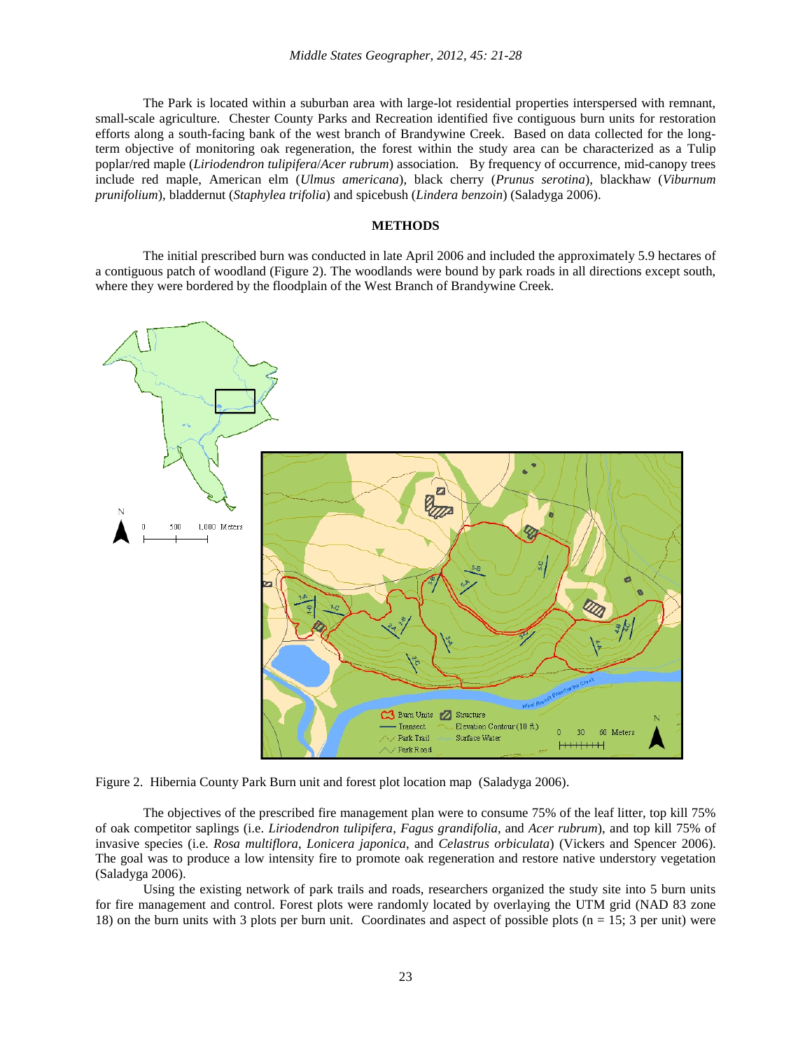The Park is located within a suburban area with large-lot residential properties interspersed with remnant, small-scale agriculture. Chester County Parks and Recreation identified five contiguous burn units for restoration efforts along a south-facing bank of the west branch of Brandywine Creek. Based on data collected for the long-term objective of monitoring oak regeneration, the forest within the study area can be characterized as a Tulip poplar/red maple (*Liriodendron tulipifera*/*Acer rubrum*) association. By frequency of occurrence, mid-canopy trees include red maple, American elm (*Ulmus americana*), black cherry (*Prunus serotina*), blackhaw (*Viburnum prunifolium*), bladdernut (*Staphylea trifolia*) and spicebush (*Lindera benzoin*) (Saladyga 2006).

## METHODS

The initial prescribed burn was conducted in late April 2006 and included the approximately 5.9 hectares of a contiguous patch of woodland (Figure 2). The woodlands were bound by park roads in all directions except south, where they were bordered by the floodplain of the West Branch of Brandywine Creek.

Figure 2. Hibernia County Park Burn unit and forest plot location map (Saladyga 2006).

The objectives of the prescribed fire management plan were to consume 75% of the leaf litter, top kill 75% of oak competitor saplings (i.e. *Liriodendron tulipifera*, *Fagus grandifolia*, and *Acer rubrum*), and top kill 75% of invasive species (i.e. *Rosa multiflora*, *Lonicera japonica*, and *Celastrus orbiculata*) (Vickers and Spencer 2006). The goal was to produce a low intensity fire to promote oak regeneration and restore native understory vegetation (Saladyga 2006).

Using the existing network of park trails and roads, researchers organized the study site into 5 burn units for fire management and control. Forest plots were randomly located by overlaying the UTM grid (NAD 83 zone 18) on the burn units with 3 plots per burn unit. Coordinates and aspect of possible plots (n = 15; 3 per unit) were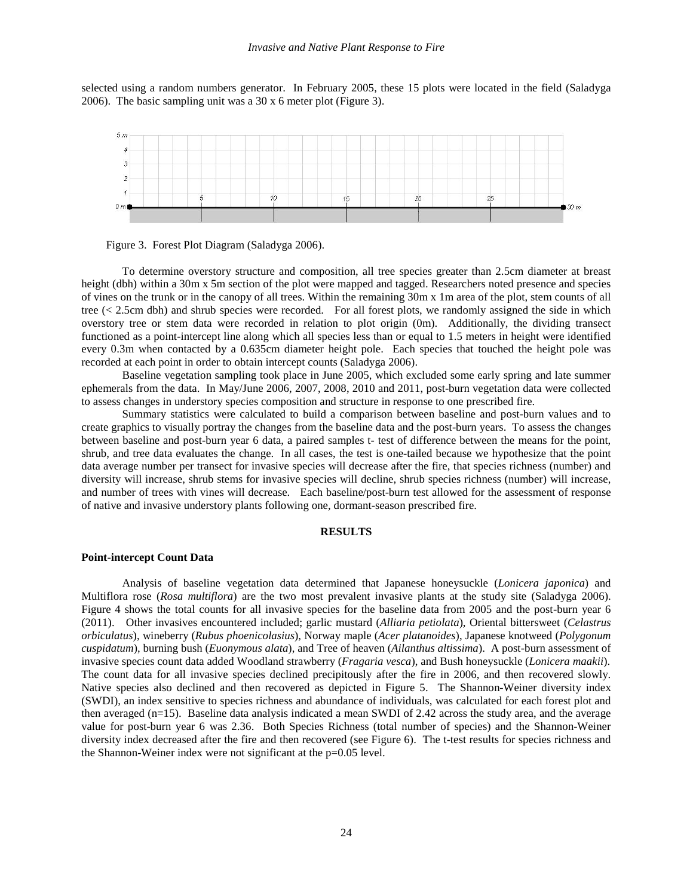selected using a random numbers generator. In February 2005, these 15 plots were located in the field (Saladyga 2006). The basic sampling unit was a 30 x 6 meter plot (Figure 3).

Figure 3. Forest Plot Diagram (Saladyga 2006).

To determine overstory structure and composition, all tree species greater than 2.5cm diameter at breast height (dbh) within a 30m x 5m section of the plot were mapped and tagged. Researchers noted presence and species of vines on the trunk or in the canopy of all trees. Within the remaining 30m x 1m area of the plot, stem counts of all tree (< 2.5cm dbh) and shrub species were recorded. For all forest plots, we randomly assigned the side in which overstory tree or stem data were recorded in relation to plot origin (0m). Additionally, the dividing transect functioned as a point-intercept line along which all species less than or equal to 1.5 meters in height were identified every 0.3m when contacted by a 0.635cm diameter height pole. Each species that touched the height pole was recorded at each point in order to obtain intercept counts (Saladyga 2006).

Baseline vegetation sampling took place in June 2005, which excluded some early spring and late summer ephemerals from the data. In May/June 2006, 2007, 2008, 2010 and 2011, post-burn vegetation data were collected to assess changes in understory species composition and structure in response to one prescribed fire.

Summary statistics were calculated to build a comparison between baseline and post-burn values and to create graphics to visually portray the changes from the baseline data and the post-burn years. To assess the changes between baseline and post-burn year 6 data, a paired samples t- test of difference between the means for the point, shrub, and tree data evaluates the change. In all cases, the test is one-tailed because we hypothesize that the point data average number per transect for invasive species will decrease after the fire, that species richness (number) and diversity will increase, shrub stems for invasive species will decline, shrub species richness (number) will increase, and number of trees with vines will decrease. Each baseline/post-burn test allowed for the assessment of response of native and invasive understory plants following one, dormant-season prescribed fire.

## RESULTS

### Point-intercept Count Data

Analysis of baseline vegetation data determined that Japanese honeysuckle (*Lonicera japonica*) and Multiflora rose (*Rosa multiflora*) are the two most prevalent invasive plants at the study site (Saladyga 2006). Figure 4 shows the total counts for all invasive species for the baseline data from 2005 and the post-burn year 6 (2011). Other invasives encountered included; garlic mustard (*Alliaria petiolata*), Oriental bittersweet (*Celastrus orbiculatus*), wineberry (*Rubus phoenicolasius*), Norway maple (*Acer platanoides*), Japanese knotweed (*Polygonum cuspidatum*), burning bush (*Euonymous alata*), and Tree of heaven (*Ailanthus altissima*). A post-burn assessment of invasive species count data added Woodland strawberry (*Fragaria vesca*), and Bush honeysuckle (*Lonicera maakii*). The count data for all invasive species declined precipitously after the fire in 2006, and then recovered slowly. Native species also declined and then recovered as depicted in Figure 5. The Shannon-Weiner diversity index (SWDI), an index sensitive to species richness and abundance of individuals, was calculated for each forest plot and then averaged (n=15). Baseline data analysis indicated a mean SWDI of 2.42 across the study area, and the average value for post-burn year 6 was 2.36. Both Species Richness (total number of species) and the Shannon-Weiner diversity index decreased after the fire and then recovered (see Figure 6). The t-test results for species richness and the Shannon-Weiner index were not significant at the p=0.05 level.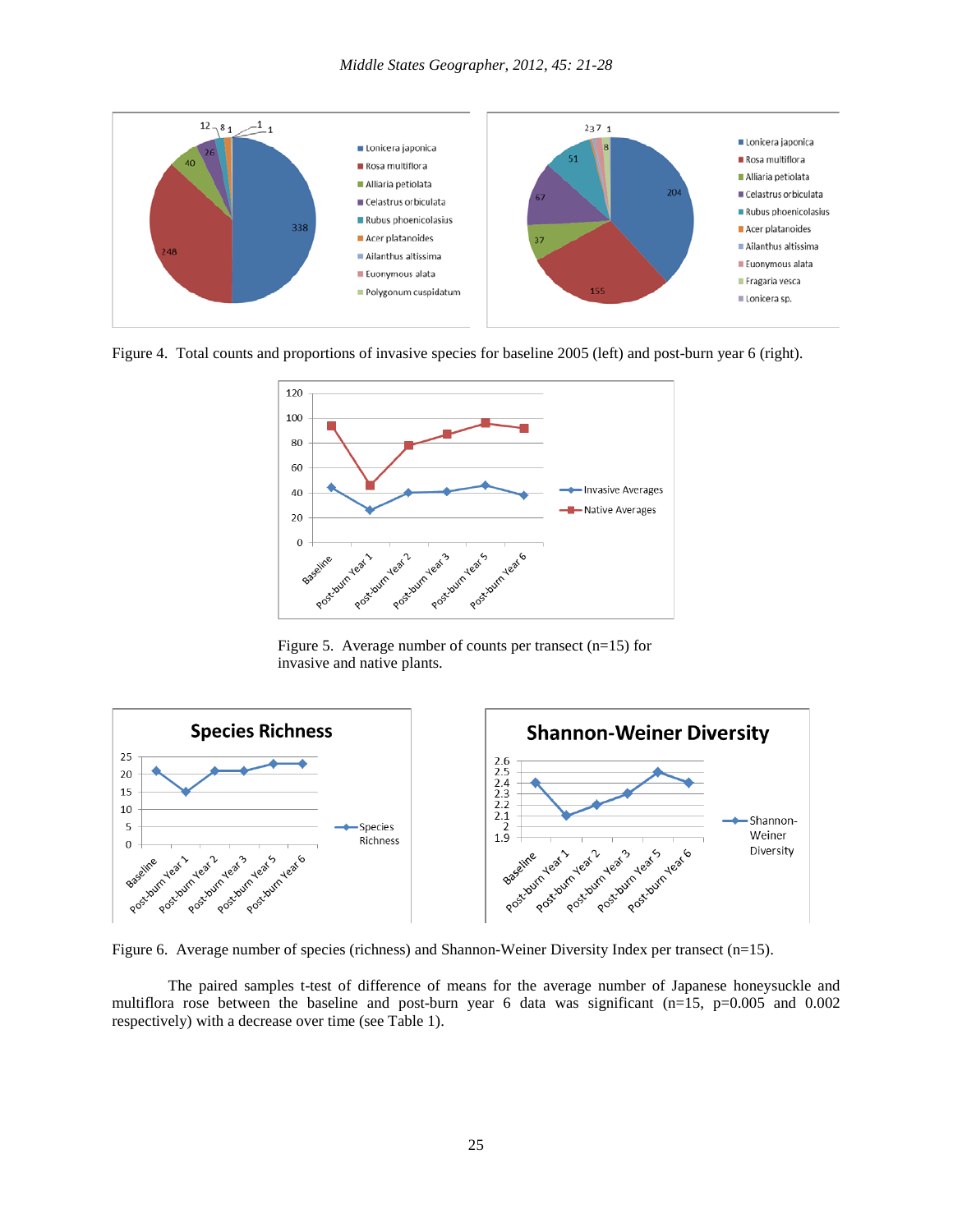Figure 4. Total counts and proportions of invasive species for baseline 2005 (left) and post-burn year 6 (right).

Figure 5. Average number of counts per transect (n=15) for invasive and native plants.

Figure 6. Average number of species (richness) and Shannon-Weiner Diversity Index per transect (n=15).

The paired samples t-test of difference of means for the average number of Japanese honeysuckle and multiflora rose between the baseline and post-burn year 6 data was significant (n=15, p=0.005 and 0.002 respectively) with a decrease over time (see Table 1).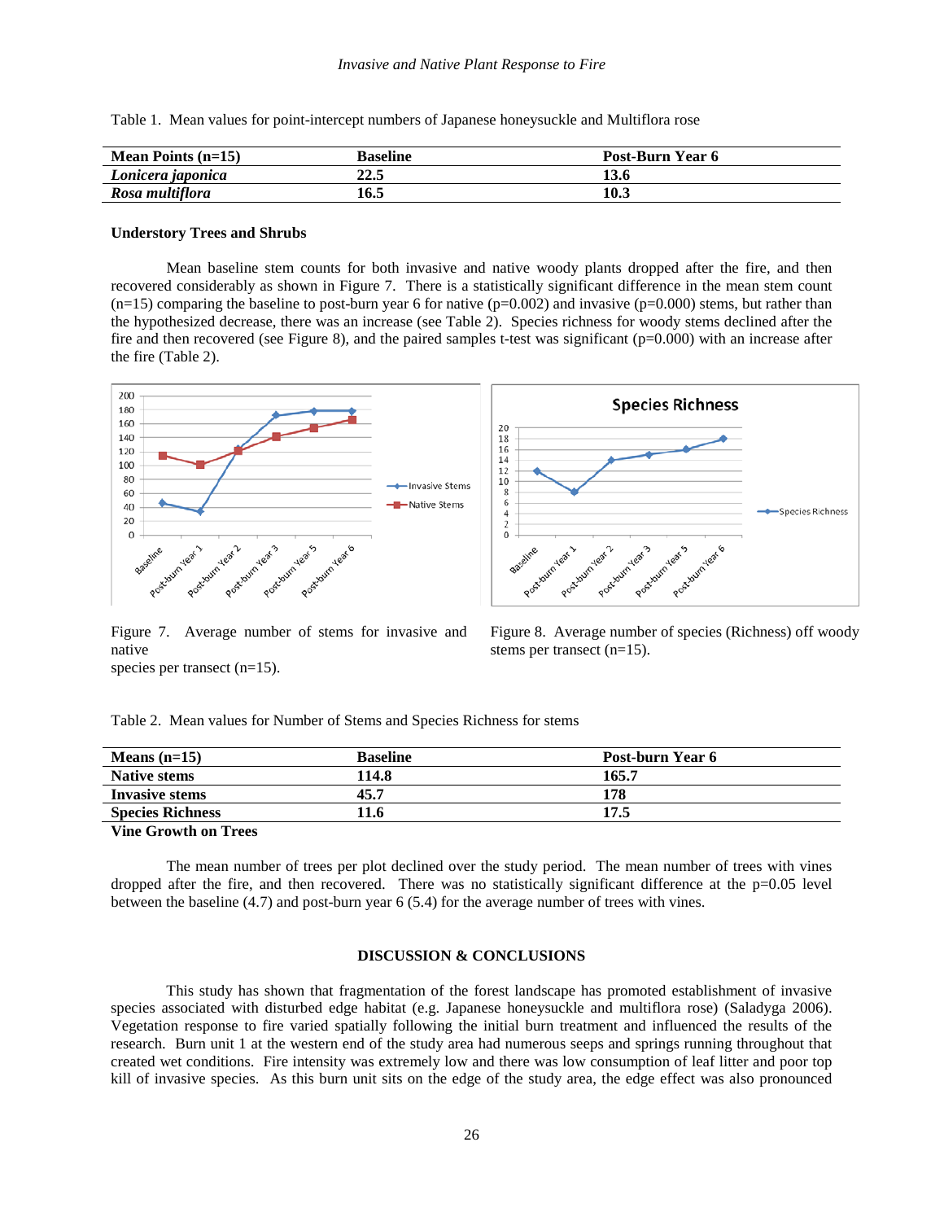Table 1. Mean values for point-intercept numbers of Japanese honeysuckle and Multiflora rose

| Mean Points (n=15) | Baseline | Post-Burn Year 6 |
|---|---|---|
| *Lonicera japonica* | 22.5 | 13.6 |
| *Rosa multiflora* | 16.5 | 10.3 |

### Understory Trees and Shrubs

Mean baseline stem counts for both invasive and native woody plants dropped after the fire, and then recovered considerably as shown in Figure 7. There is a statistically significant difference in the mean stem count (n=15) comparing the baseline to post-burn year 6 for native ($p=0.002$) and invasive ($p=0.000$) stems, but rather than the hypothesized decrease, there was an increase (see Table 2). Species richness for woody stems declined after the fire and then recovered (see Figure 8), and the paired samples t-test was significant ($p=0.000$) with an increase after the fire (Table 2).

Figure 7. Average number of stems for invasive and native species per transect (n=15).

Figure 8. Average number of species (Richness) off woody stems per transect (n=15).

Table 2. Mean values for Number of Stems and Species Richness for stems

| Means (n=15) | Baseline | Post-burn Year 6 |
|---|---|---|
| Native stems | 114.8 | 165.7 |
| Invasive stems | 45.7 | 178 |
| Species Richness | 11.6 | 17.5 |

### Vine Growth on Trees

The mean number of trees per plot declined over the study period. The mean number of trees with vines dropped after the fire, and then recovered. There was no statistically significant difference at the $p=0.05$ level between the baseline (4.7) and post-burn year 6 (5.4) for the average number of trees with vines.

## DISCUSSION & CONCLUSIONS

This study has shown that fragmentation of the forest landscape has promoted establishment of invasive species associated with disturbed edge habitat (e.g. Japanese honeysuckle and multiflora rose) (Saladyga 2006). Vegetation response to fire varied spatially following the initial burn treatment and influenced the results of the research. Burn unit 1 at the western end of the study area had numerous seeps and springs running throughout that created wet conditions. Fire intensity was extremely low and there was low consumption of leaf litter and poor top kill of invasive species. As this burn unit sits on the edge of the study area, the edge effect was also pronounced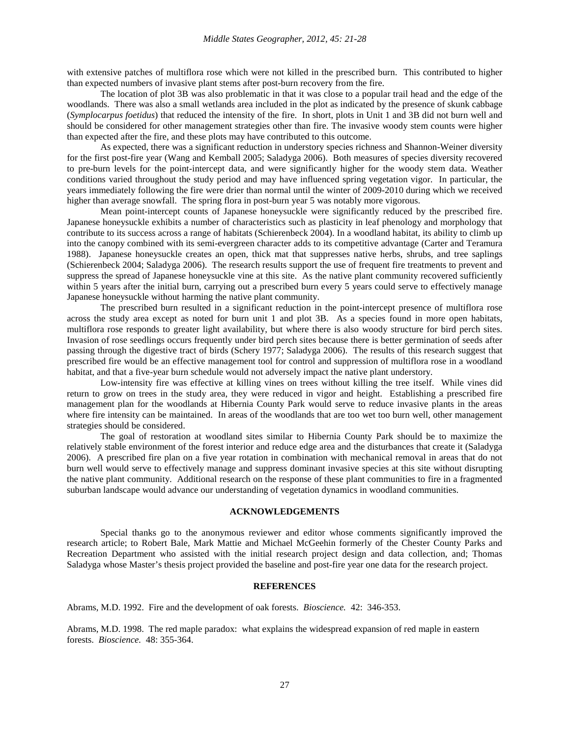with extensive patches of multiflora rose which were not killed in the prescribed burn. This contributed to higher than expected numbers of invasive plant stems after post-burn recovery from the fire.

The location of plot 3B was also problematic in that it was close to a popular trail head and the edge of the woodlands. There was also a small wetlands area included in the plot as indicated by the presence of skunk cabbage (*Symplocarpus foetidus*) that reduced the intensity of the fire. In short, plots in Unit 1 and 3B did not burn well and should be considered for other management strategies other than fire. The invasive woody stem counts were higher than expected after the fire, and these plots may have contributed to this outcome.

As expected, there was a significant reduction in understory species richness and Shannon-Weiner diversity for the first post-fire year (Wang and Kemball 2005; Saladyga 2006). Both measures of species diversity recovered to pre-burn levels for the point-intercept data, and were significantly higher for the woody stem data. Weather conditions varied throughout the study period and may have influenced spring vegetation vigor. In particular, the years immediately following the fire were drier than normal until the winter of 2009-2010 during which we received higher than average snowfall. The spring flora in post-burn year 5 was notably more vigorous.

Mean point-intercept counts of Japanese honeysuckle were significantly reduced by the prescribed fire. Japanese honeysuckle exhibits a number of characteristics such as plasticity in leaf phenology and morphology that contribute to its success across a range of habitats (Schierenbeck 2004). In a woodland habitat, its ability to climb up into the canopy combined with its semi-evergreen character adds to its competitive advantage (Carter and Teramura 1988). Japanese honeysuckle creates an open, thick mat that suppresses native herbs, shrubs, and tree saplings (Schierenbeck 2004; Saladyga 2006). The research results support the use of frequent fire treatments to prevent and suppress the spread of Japanese honeysuckle vine at this site. As the native plant community recovered sufficiently within 5 years after the initial burn, carrying out a prescribed burn every 5 years could serve to effectively manage Japanese honeysuckle without harming the native plant community.

The prescribed burn resulted in a significant reduction in the point-intercept presence of multiflora rose across the study area except as noted for burn unit 1 and plot 3B. As a species found in more open habitats, multiflora rose responds to greater light availability, but where there is also woody structure for bird perch sites. Invasion of rose seedlings occurs frequently under bird perch sites because there is better germination of seeds after passing through the digestive tract of birds (Schery 1977; Saladyga 2006). The results of this research suggest that prescribed fire would be an effective management tool for control and suppression of multiflora rose in a woodland habitat, and that a five-year burn schedule would not adversely impact the native plant understory.

Low-intensity fire was effective at killing vines on trees without killing the tree itself. While vines did return to grow on trees in the study area, they were reduced in vigor and height. Establishing a prescribed fire management plan for the woodlands at Hibernia County Park would serve to reduce invasive plants in the areas where fire intensity can be maintained. In areas of the woodlands that are too wet too burn well, other management strategies should be considered.

The goal of restoration at woodland sites similar to Hibernia County Park should be to maximize the relatively stable environment of the forest interior and reduce edge area and the disturbances that create it (Saladyga 2006). A prescribed fire plan on a five year rotation in combination with mechanical removal in areas that do not burn well would serve to effectively manage and suppress dominant invasive species at this site without disrupting the native plant community. Additional research on the response of these plant communities to fire in a fragmented suburban landscape would advance our understanding of vegetation dynamics in woodland communities.

## ACKNOWLEDGEMENTS

Special thanks go to the anonymous reviewer and editor whose comments significantly improved the research article; to Robert Bale, Mark Mattie and Michael McGeehin formerly of the Chester County Parks and Recreation Department who assisted with the initial research project design and data collection, and; Thomas Saladyga whose Master's thesis project provided the baseline and post-fire year one data for the research project.

## REFERENCES

Abrams, M.D. 1992. Fire and the development of oak forests. *Bioscience.* 42: 346-353.

Abrams, M.D. 1998. The red maple paradox: what explains the widespread expansion of red maple in eastern forests. *Bioscience.* 48: 355-364.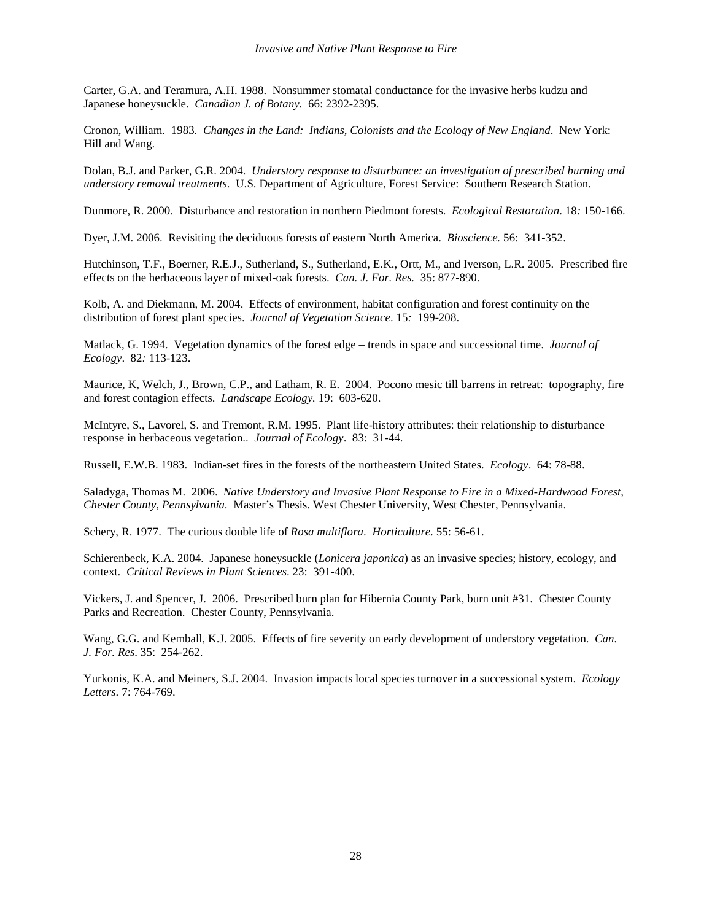Carter, G.A. and Teramura, A.H. 1988. Nonsummer stomatal conductance for the invasive herbs kudzu and Japanese honeysuckle. *Canadian J. of Botany.* 66: 2392-2395.

Cronon, William. 1983. *Changes in the Land: Indians, Colonists and the Ecology of New England*. New York: Hill and Wang.

Dolan, B.J. and Parker, G.R. 2004. *Understory response to disturbance: an investigation of prescribed burning and understory removal treatments*. U.S. Department of Agriculture, Forest Service: Southern Research Station.

Dunmore, R. 2000. Disturbance and restoration in northern Piedmont forests. *Ecological Restoration*. 18*:* 150-166.

Dyer, J.M. 2006. Revisiting the deciduous forests of eastern North America. *Bioscience.* 56: 341-352.

Hutchinson, T.F., Boerner, R.E.J., Sutherland, S., Sutherland, E.K., Ortt, M., and Iverson, L.R. 2005. Prescribed fire effects on the herbaceous layer of mixed-oak forests. *Can. J. For. Res.* 35: 877-890.

Kolb, A. and Diekmann, M. 2004. Effects of environment, habitat configuration and forest continuity on the distribution of forest plant species. *Journal of Vegetation Science*. 15*:* 199-208.

Matlack, G. 1994. Vegetation dynamics of the forest edge – trends in space and successional time. *Journal of Ecology*. 82*:* 113-123.

Maurice, K, Welch, J., Brown, C.P., and Latham, R. E. 2004. Pocono mesic till barrens in retreat: topography, fire and forest contagion effects. *Landscape Ecology.* 19: 603-620.

McIntyre, S., Lavorel, S. and Tremont, R.M. 1995. Plant life-history attributes: their relationship to disturbance response in herbaceous vegetation.. *Journal of Ecology*. 83: 31-44.

Russell, E.W.B. 1983. Indian-set fires in the forests of the northeastern United States. *Ecology*. 64: 78-88.

Saladyga, Thomas M. 2006. *Native Understory and Invasive Plant Response to Fire in a Mixed-Hardwood Forest, Chester County, Pennsylvania*. Master's Thesis. West Chester University, West Chester, Pennsylvania.

Schery, R. 1977. The curious double life of *Rosa multiflora*. *Horticulture*. 55: 56-61.

Schierenbeck, K.A. 2004. Japanese honeysuckle (*Lonicera japonica*) as an invasive species; history, ecology, and context. *Critical Reviews in Plant Sciences*. 23: 391-400.

Vickers, J. and Spencer, J. 2006. Prescribed burn plan for Hibernia County Park, burn unit #31. Chester County Parks and Recreation. Chester County, Pennsylvania.

Wang, G.G. and Kemball, K.J. 2005. Effects of fire severity on early development of understory vegetation. *Can. J. For. Res*. 35: 254-262.

Yurkonis, K.A. and Meiners, S.J. 2004. Invasion impacts local species turnover in a successional system. *Ecology Letters*. 7: 764-769.